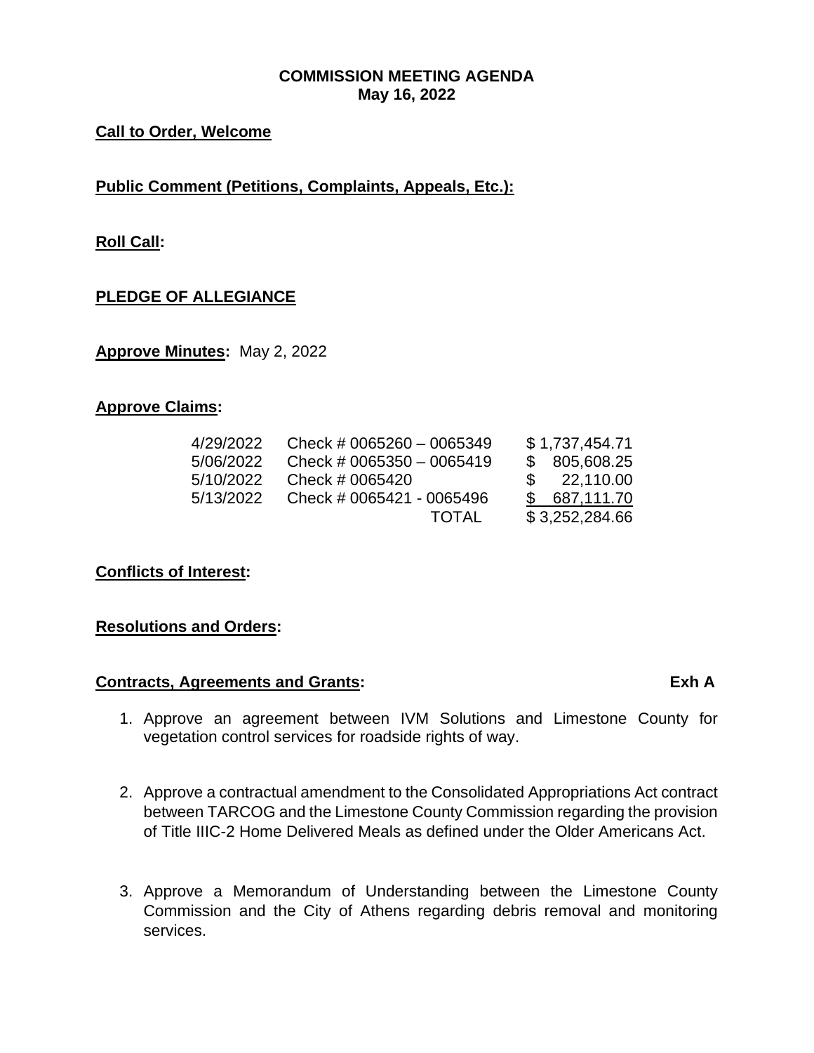# COMMISSION MEETING AGENDA
## May 16, 2022

**Call to Order, Welcome**

**Public Comment (Petitions, Complaints, Appeals, Etc.):**

**Roll Call:**

**PLEDGE OF ALLEGIANCE**

**Approve Minutes:** May 2, 2022

**Approve Claims:**

| Date | Check | Amount |
|---|---|---|
| 4/29/2022 | Check # 0065260 – 0065349 | $ 1,737,454.71 |
| 5/06/2022 | Check # 0065350 – 0065419 | $ 805,608.25 |
| 5/10/2022 | Check # 0065420 | $ 22,110.00 |
| 5/13/2022 | Check # 0065421 - 0065496 | $ 687,111.70 |
| | TOTAL | $ 3,252,284.66 |

**Conflicts of Interest:**

**Resolutions and Orders:**

**Contracts, Agreements and Grants:** **Exh A**

1. Approve an agreement between IVM Solutions and Limestone County for vegetation control services for roadside rights of way.

2. Approve a contractual amendment to the Consolidated Appropriations Act contract between TARCOG and the Limestone County Commission regarding the provision of Title IIIC-2 Home Delivered Meals as defined under the Older Americans Act.

3. Approve a Memorandum of Understanding between the Limestone County Commission and the City of Athens regarding debris removal and monitoring services.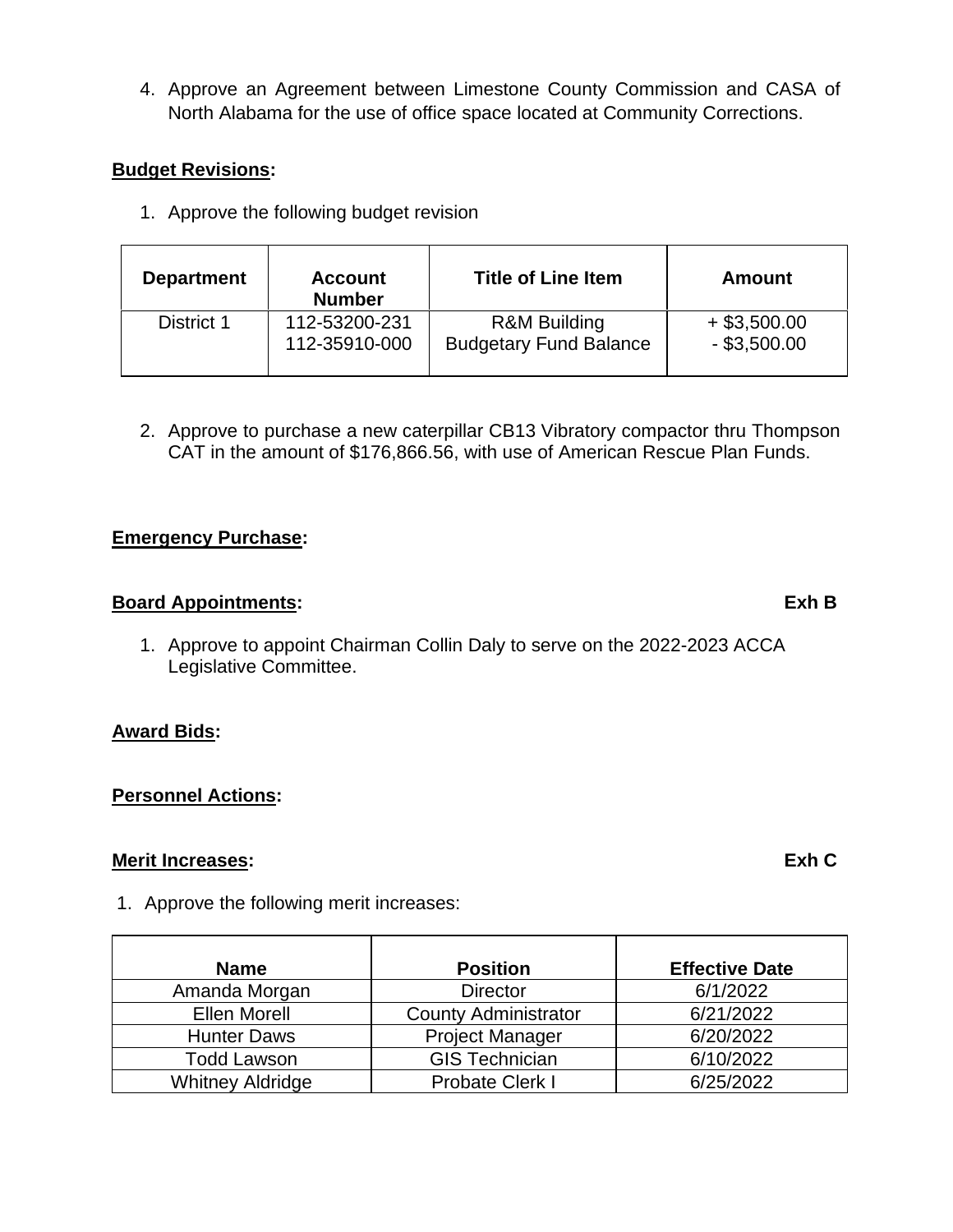4. Approve an Agreement between Limestone County Commission and CASA of North Alabama for the use of office space located at Community Corrections.

**<u>Budget Revisions</u>:**

1. Approve the following budget revision

| Department | Account Number | Title of Line Item | Amount |
|---|---|---|---|
| District 1 | 112-53200-231<br>112-35910-000 | R&M Building<br>Budgetary Fund Balance | + $3,500.00<br>- $3,500.00 |

2. Approve to purchase a new caterpillar CB13 Vibratory compactor thru Thompson CAT in the amount of $176,866.56, with use of American Rescue Plan Funds.

**<u>Emergency Purchase</u>:**

**<u>Board Appointments</u>:** **Exh B**

1. Approve to appoint Chairman Collin Daly to serve on the 2022-2023 ACCA Legislative Committee.

**<u>Award Bids</u>:**

**<u>Personnel Actions</u>:**

**<u>Merit Increases</u>:** **Exh C**

1. Approve the following merit increases:

| Name | Position | Effective Date |
|---|---|---|
| Amanda Morgan | Director | 6/1/2022 |
| Ellen Morell | County Administrator | 6/21/2022 |
| Hunter Daws | Project Manager | 6/20/2022 |
| Todd Lawson | GIS Technician | 6/10/2022 |
| Whitney Aldridge | Probate Clerk I | 6/25/2022 |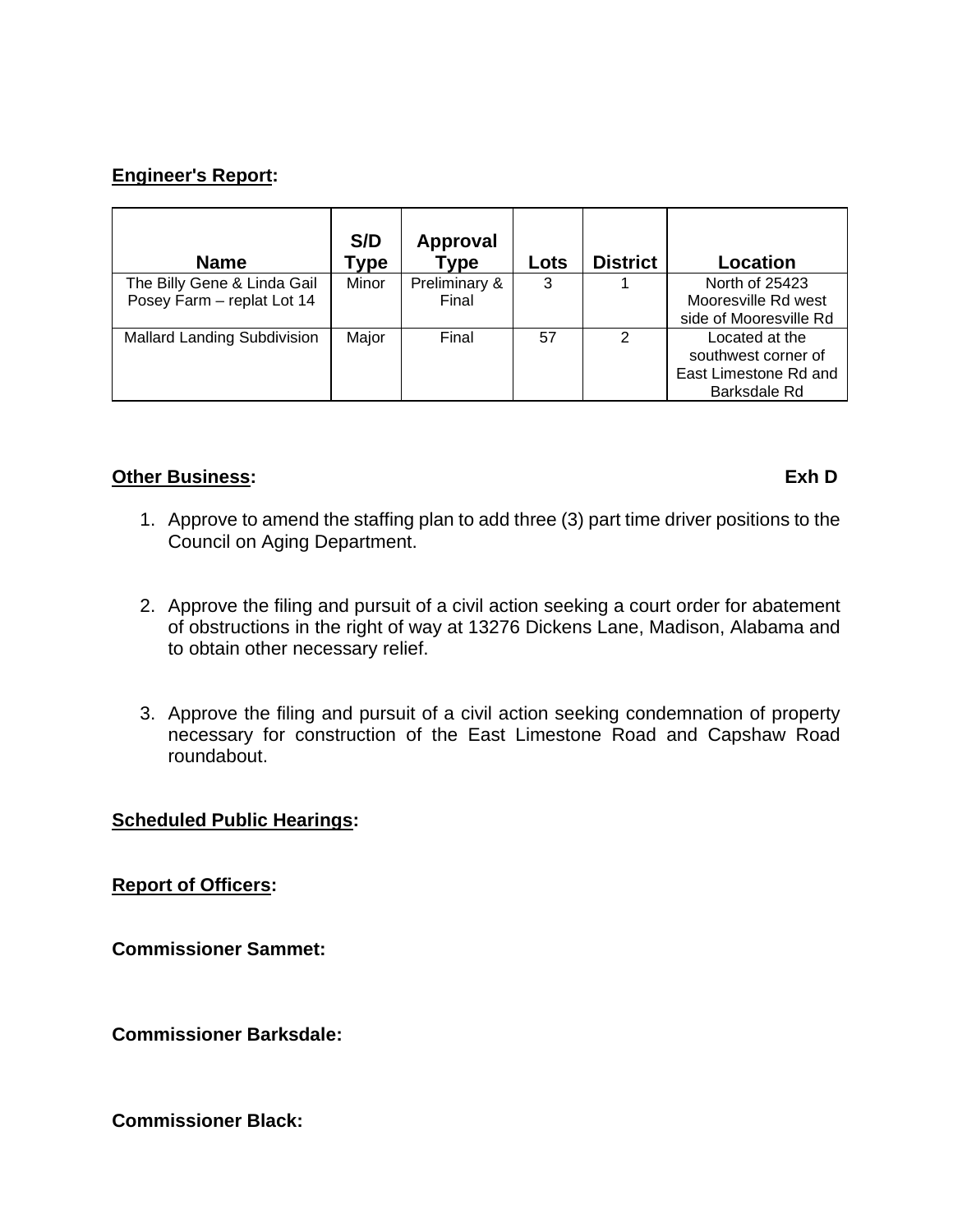**Engineer's Report:**

| Name | S/D Type | Approval Type | Lots | District | Location |
|---|---|---|---|---|---|
| The Billy Gene & Linda Gail Posey Farm – replat Lot 14 | Minor | Preliminary & Final | 3 | 1 | North of 25423 Mooresville Rd west side of Mooresville Rd |
| Mallard Landing Subdivision | Major | Final | 57 | 2 | Located at the southwest corner of East Limestone Rd and Barksdale Rd |

**Other Business:** **Exh D**

1. Approve to amend the staffing plan to add three (3) part time driver positions to the Council on Aging Department.

2. Approve the filing and pursuit of a civil action seeking a court order for abatement of obstructions in the right of way at 13276 Dickens Lane, Madison, Alabama and to obtain other necessary relief.

3. Approve the filing and pursuit of a civil action seeking condemnation of property necessary for construction of the East Limestone Road and Capshaw Road roundabout.

**Scheduled Public Hearings:**

**Report of Officers:**

**Commissioner Sammet:**

**Commissioner Barksdale:**

**Commissioner Black:**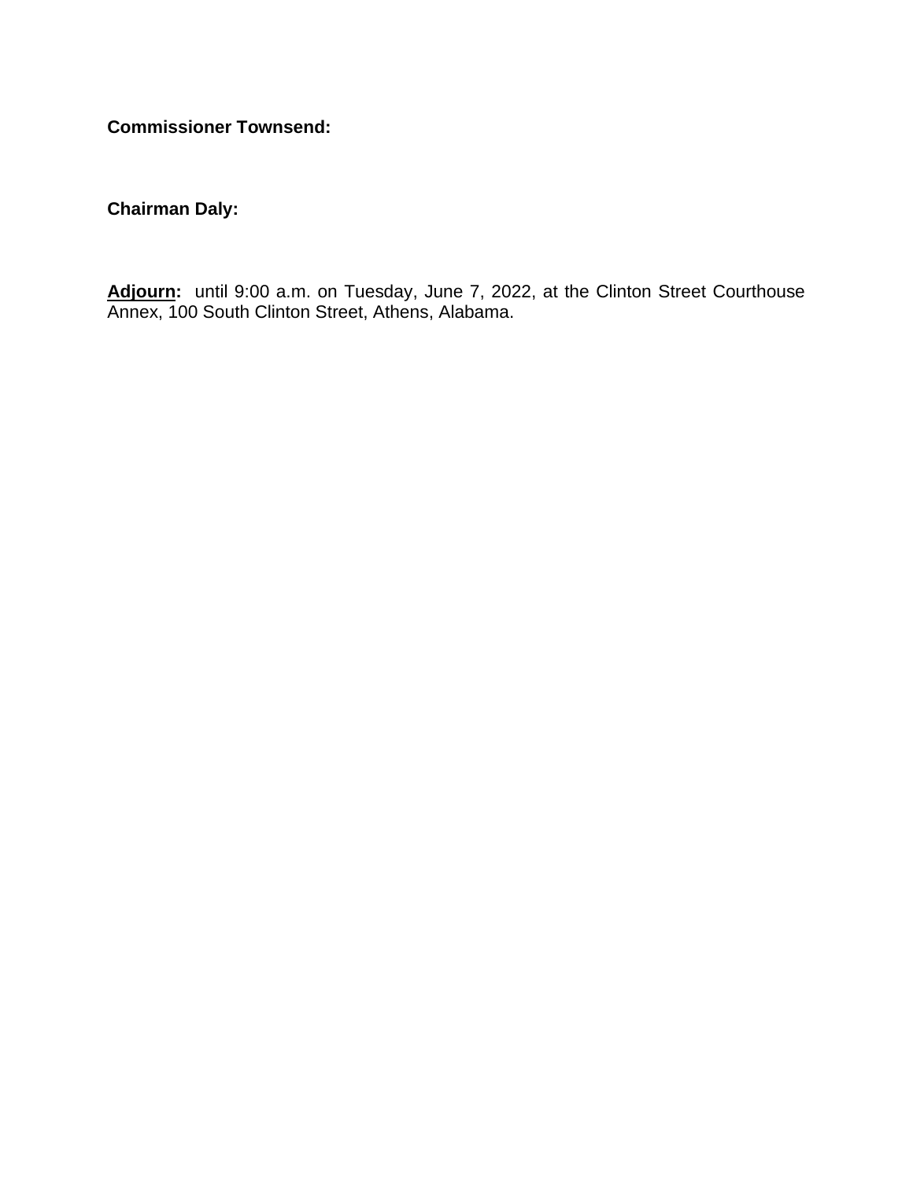**Commissioner Townsend:**

**Chairman Daly:**

**Adjourn:** until 9:00 a.m. on Tuesday, June 7, 2022, at the Clinton Street Courthouse Annex, 100 South Clinton Street, Athens, Alabama.